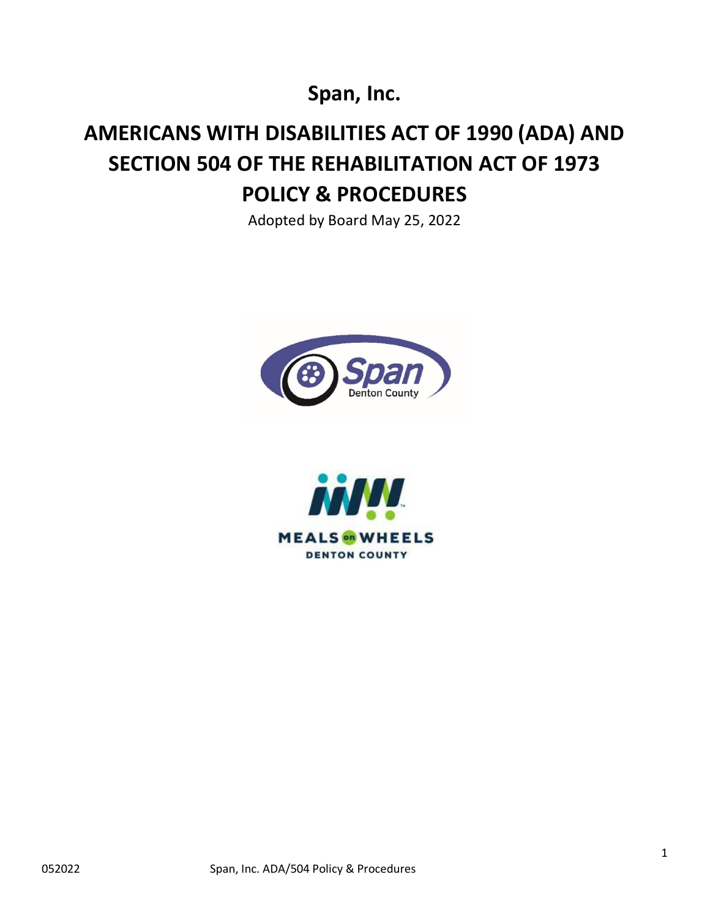# Span, Inc.

# AMERICANS WITH DISABILITIES ACT OF 1990 (ADA) AND SECTION 504 OF THE REHABILITATION ACT OF 1973 POLICY & PROCEDURES

Adopted by Board May 25, 2022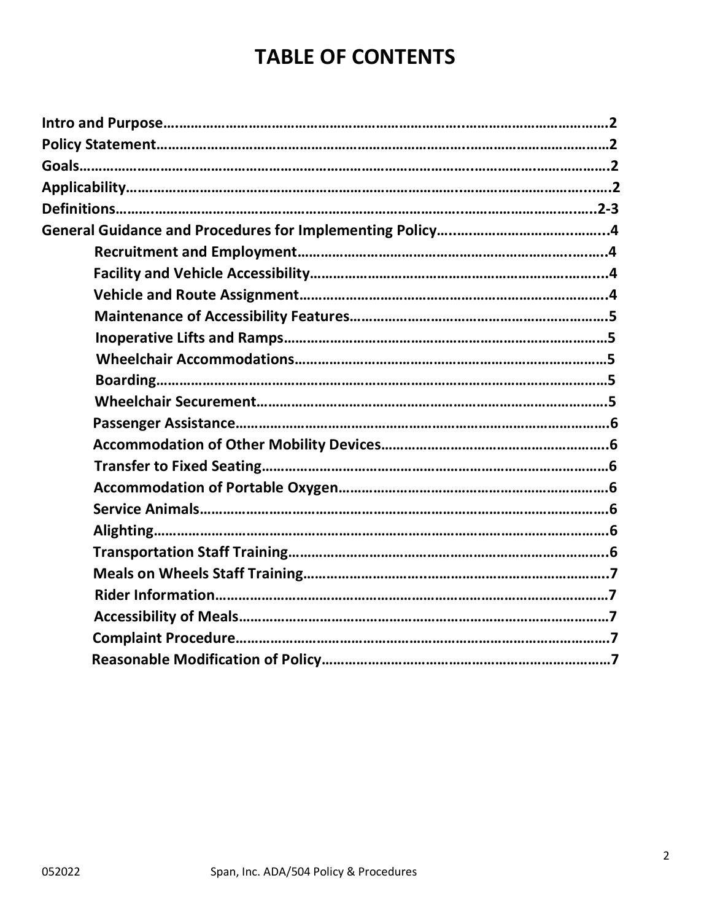# TABLE OF CONTENTS

**Intro and Purpose……………………………………………………………………………………………2**
**Policy Statement……………………………………………………………………………………………2**
**Goals…………………………………………………………………………………………………………2**
**Applicability…………………………………………………………………………………………………2**
**Definitions………………………………………………………………………………………………2-3**
**General Guidance and Procedures for Implementing Policy……………………………………4**

- **Recruitment and Employment…………………………………………………………………4**
- **Facility and Vehicle Accessibility……………………………………………………………4**
- **Vehicle and Route Assignment………………………………………………………………4**
- **Maintenance of Accessibility Features………………………………………………………5**
- **Inoperative Lifts and Ramps…………………………………………………………………5**
- **Wheelchair Accommodations…………………………………………………………………5**
- **Boarding…………………………………………………………………………………………5**
- **Wheelchair Securement………………………………………………………………………5**
- **Passenger Assistance…………………………………………………………………………6**
- **Accommodation of Other Mobility Devices…………………………………………………6**
- **Transfer to Fixed Seating……………………………………………………………………6**
- **Accommodation of Portable Oxygen…………………………………………………………6**
- **Service Animals…………………………………………………………………………………6**
- **Alighting…………………………………………………………………………………………6**
- **Transportation Staff Training…………………………………………………………………6**
- **Meals on Wheels Staff Training………………………………………………………………7**
- **Rider Information………………………………………………………………………………7**
- **Accessibility of Meals…………………………………………………………………………7**
- **Complaint Procedure……………………………………………………………………………7**
- **Reasonable Modification of Policy……………………………………………………………7**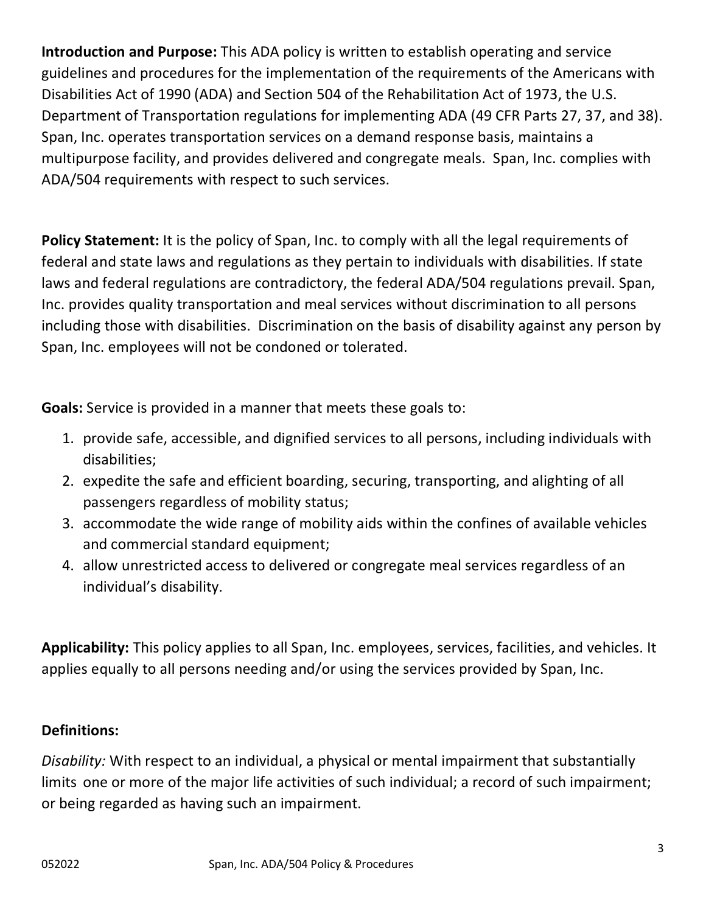**Introduction and Purpose:** This ADA policy is written to establish operating and service guidelines and procedures for the implementation of the requirements of the Americans with Disabilities Act of 1990 (ADA) and Section 504 of the Rehabilitation Act of 1973, the U.S. Department of Transportation regulations for implementing ADA (49 CFR Parts 27, 37, and 38). Span, Inc. operates transportation services on a demand response basis, maintains a multipurpose facility, and provides delivered and congregate meals. Span, Inc. complies with ADA/504 requirements with respect to such services.

**Policy Statement:** It is the policy of Span, Inc. to comply with all the legal requirements of federal and state laws and regulations as they pertain to individuals with disabilities. If state laws and federal regulations are contradictory, the federal ADA/504 regulations prevail. Span, Inc. provides quality transportation and meal services without discrimination to all persons including those with disabilities. Discrimination on the basis of disability against any person by Span, Inc. employees will not be condoned or tolerated.

**Goals:** Service is provided in a manner that meets these goals to:

1. provide safe, accessible, and dignified services to all persons, including individuals with disabilities;
2. expedite the safe and efficient boarding, securing, transporting, and alighting of all passengers regardless of mobility status;
3. accommodate the wide range of mobility aids within the confines of available vehicles and commercial standard equipment;
4. allow unrestricted access to delivered or congregate meal services regardless of an individual's disability.

**Applicability:** This policy applies to all Span, Inc. employees, services, facilities, and vehicles. It applies equally to all persons needing and/or using the services provided by Span, Inc.

**Definitions:**

*Disability:* With respect to an individual, a physical or mental impairment that substantially limits one or more of the major life activities of such individual; a record of such impairment; or being regarded as having such an impairment.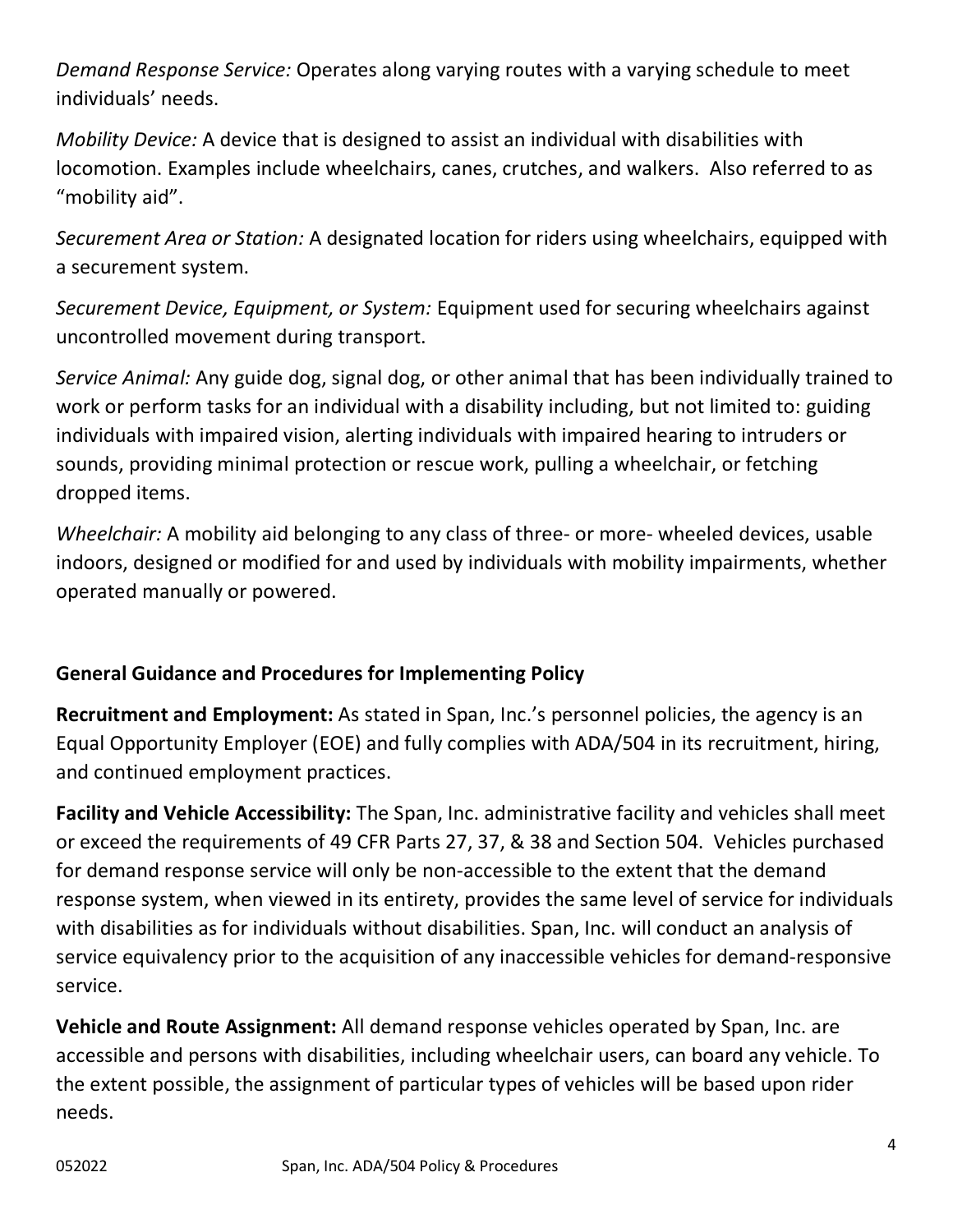*Demand Response Service:* Operates along varying routes with a varying schedule to meet individuals' needs.

*Mobility Device:* A device that is designed to assist an individual with disabilities with locomotion. Examples include wheelchairs, canes, crutches, and walkers. Also referred to as "mobility aid".

*Securement Area or Station:* A designated location for riders using wheelchairs, equipped with a securement system.

*Securement Device, Equipment, or System:* Equipment used for securing wheelchairs against uncontrolled movement during transport.

*Service Animal:* Any guide dog, signal dog, or other animal that has been individually trained to work or perform tasks for an individual with a disability including, but not limited to: guiding individuals with impaired vision, alerting individuals with impaired hearing to intruders or sounds, providing minimal protection or rescue work, pulling a wheelchair, or fetching dropped items.

*Wheelchair:* A mobility aid belonging to any class of three- or more- wheeled devices, usable indoors, designed or modified for and used by individuals with mobility impairments, whether operated manually or powered.

## General Guidance and Procedures for Implementing Policy

**Recruitment and Employment:** As stated in Span, Inc.'s personnel policies, the agency is an Equal Opportunity Employer (EOE) and fully complies with ADA/504 in its recruitment, hiring, and continued employment practices.

**Facility and Vehicle Accessibility:** The Span, Inc. administrative facility and vehicles shall meet or exceed the requirements of 49 CFR Parts 27, 37, & 38 and Section 504. Vehicles purchased for demand response service will only be non-accessible to the extent that the demand response system, when viewed in its entirety, provides the same level of service for individuals with disabilities as for individuals without disabilities. Span, Inc. will conduct an analysis of service equivalency prior to the acquisition of any inaccessible vehicles for demand-responsive service.

**Vehicle and Route Assignment:** All demand response vehicles operated by Span, Inc. are accessible and persons with disabilities, including wheelchair users, can board any vehicle. To the extent possible, the assignment of particular types of vehicles will be based upon rider needs.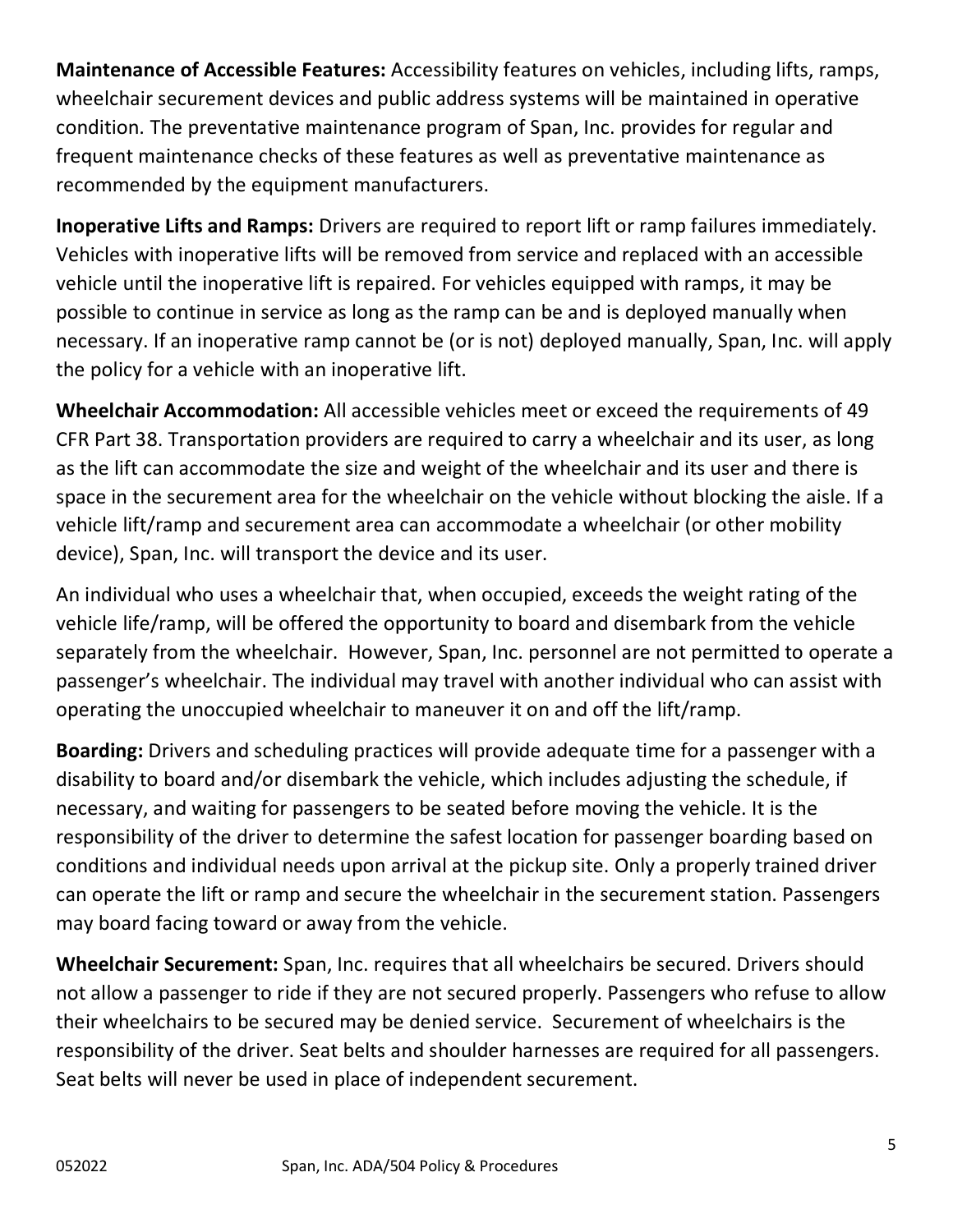**Maintenance of Accessible Features:** Accessibility features on vehicles, including lifts, ramps, wheelchair securement devices and public address systems will be maintained in operative condition. The preventative maintenance program of Span, Inc. provides for regular and frequent maintenance checks of these features as well as preventative maintenance as recommended by the equipment manufacturers.

**Inoperative Lifts and Ramps:** Drivers are required to report lift or ramp failures immediately. Vehicles with inoperative lifts will be removed from service and replaced with an accessible vehicle until the inoperative lift is repaired. For vehicles equipped with ramps, it may be possible to continue in service as long as the ramp can be and is deployed manually when necessary. If an inoperative ramp cannot be (or is not) deployed manually, Span, Inc. will apply the policy for a vehicle with an inoperative lift.

**Wheelchair Accommodation:** All accessible vehicles meet or exceed the requirements of 49 CFR Part 38. Transportation providers are required to carry a wheelchair and its user, as long as the lift can accommodate the size and weight of the wheelchair and its user and there is space in the securement area for the wheelchair on the vehicle without blocking the aisle. If a vehicle lift/ramp and securement area can accommodate a wheelchair (or other mobility device), Span, Inc. will transport the device and its user.

An individual who uses a wheelchair that, when occupied, exceeds the weight rating of the vehicle life/ramp, will be offered the opportunity to board and disembark from the vehicle separately from the wheelchair. However, Span, Inc. personnel are not permitted to operate a passenger's wheelchair. The individual may travel with another individual who can assist with operating the unoccupied wheelchair to maneuver it on and off the lift/ramp.

**Boarding:** Drivers and scheduling practices will provide adequate time for a passenger with a disability to board and/or disembark the vehicle, which includes adjusting the schedule, if necessary, and waiting for passengers to be seated before moving the vehicle. It is the responsibility of the driver to determine the safest location for passenger boarding based on conditions and individual needs upon arrival at the pickup site. Only a properly trained driver can operate the lift or ramp and secure the wheelchair in the securement station. Passengers may board facing toward or away from the vehicle.

**Wheelchair Securement:** Span, Inc. requires that all wheelchairs be secured. Drivers should not allow a passenger to ride if they are not secured properly. Passengers who refuse to allow their wheelchairs to be secured may be denied service. Securement of wheelchairs is the responsibility of the driver. Seat belts and shoulder harnesses are required for all passengers. Seat belts will never be used in place of independent securement.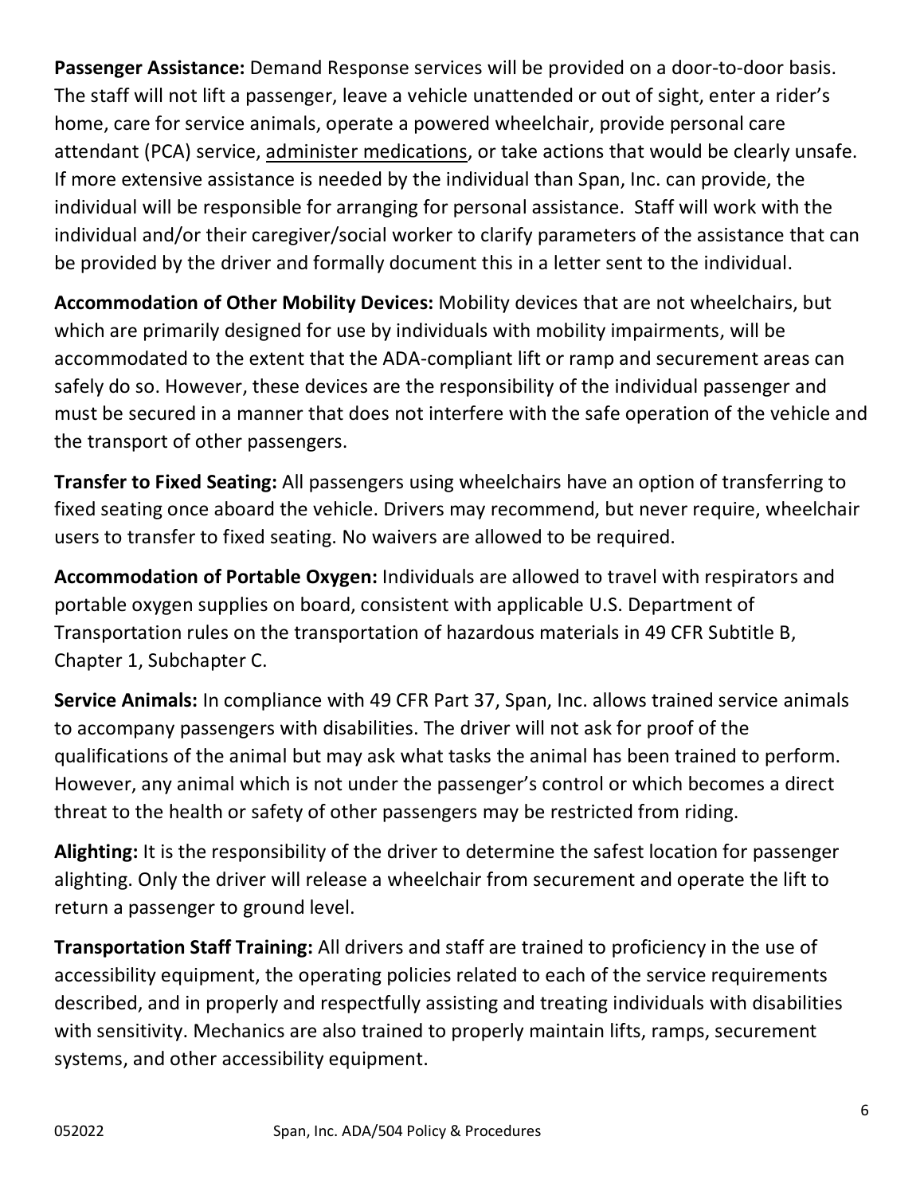**Passenger Assistance:** Demand Response services will be provided on a door-to-door basis. The staff will not lift a passenger, leave a vehicle unattended or out of sight, enter a rider's home, care for service animals, operate a powered wheelchair, provide personal care attendant (PCA) service, <u>administer medications</u>, or take actions that would be clearly unsafe. If more extensive assistance is needed by the individual than Span, Inc. can provide, the individual will be responsible for arranging for personal assistance. Staff will work with the individual and/or their caregiver/social worker to clarify parameters of the assistance that can be provided by the driver and formally document this in a letter sent to the individual.

**Accommodation of Other Mobility Devices:** Mobility devices that are not wheelchairs, but which are primarily designed for use by individuals with mobility impairments, will be accommodated to the extent that the ADA-compliant lift or ramp and securement areas can safely do so. However, these devices are the responsibility of the individual passenger and must be secured in a manner that does not interfere with the safe operation of the vehicle and the transport of other passengers.

**Transfer to Fixed Seating:** All passengers using wheelchairs have an option of transferring to fixed seating once aboard the vehicle. Drivers may recommend, but never require, wheelchair users to transfer to fixed seating. No waivers are allowed to be required.

**Accommodation of Portable Oxygen:** Individuals are allowed to travel with respirators and portable oxygen supplies on board, consistent with applicable U.S. Department of Transportation rules on the transportation of hazardous materials in 49 CFR Subtitle B, Chapter 1, Subchapter C.

**Service Animals:** In compliance with 49 CFR Part 37, Span, Inc. allows trained service animals to accompany passengers with disabilities. The driver will not ask for proof of the qualifications of the animal but may ask what tasks the animal has been trained to perform. However, any animal which is not under the passenger's control or which becomes a direct threat to the health or safety of other passengers may be restricted from riding.

**Alighting:** It is the responsibility of the driver to determine the safest location for passenger alighting. Only the driver will release a wheelchair from securement and operate the lift to return a passenger to ground level.

**Transportation Staff Training:** All drivers and staff are trained to proficiency in the use of accessibility equipment, the operating policies related to each of the service requirements described, and in properly and respectfully assisting and treating individuals with disabilities with sensitivity. Mechanics are also trained to properly maintain lifts, ramps, securement systems, and other accessibility equipment.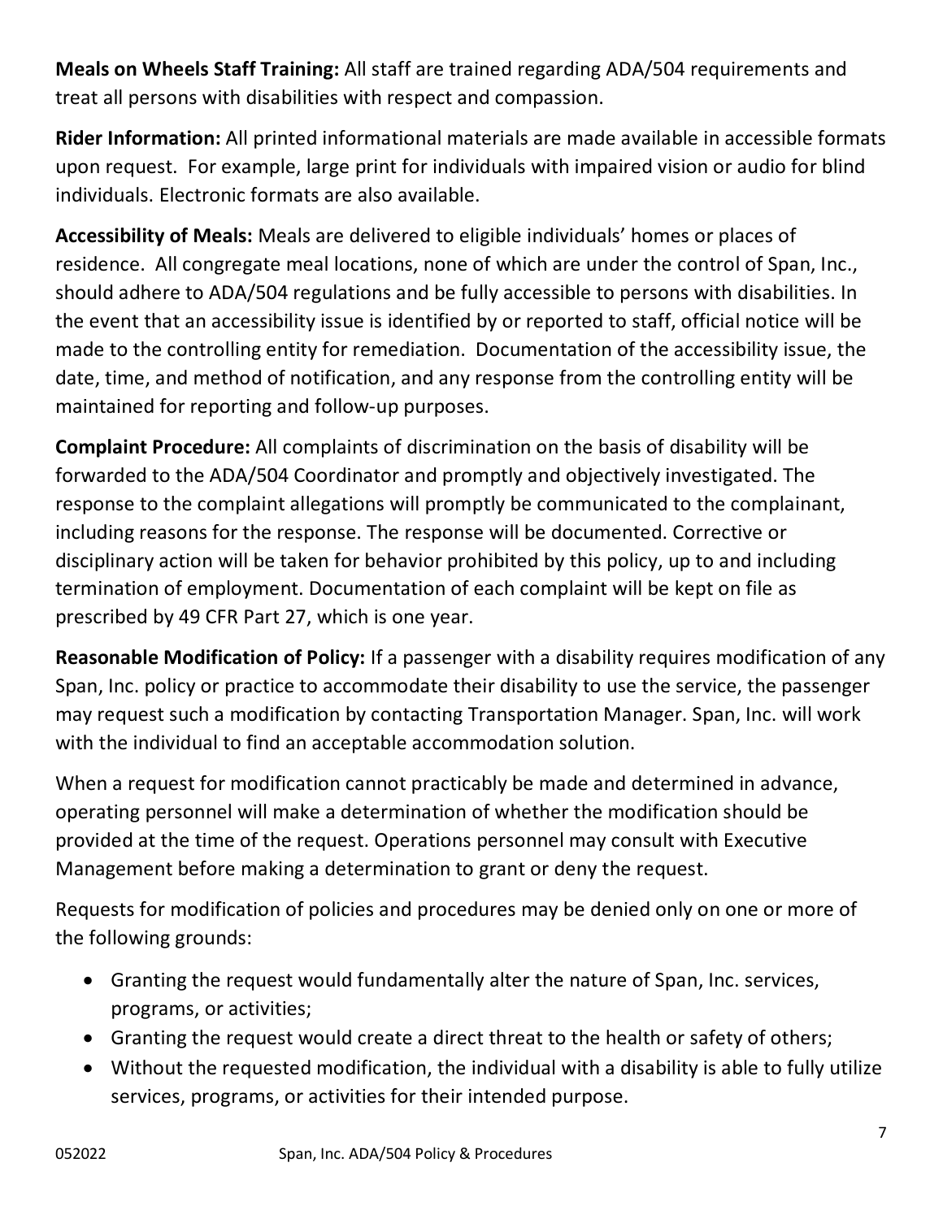**Meals on Wheels Staff Training:** All staff are trained regarding ADA/504 requirements and treat all persons with disabilities with respect and compassion.

**Rider Information:** All printed informational materials are made available in accessible formats upon request. For example, large print for individuals with impaired vision or audio for blind individuals. Electronic formats are also available.

**Accessibility of Meals:** Meals are delivered to eligible individuals' homes or places of residence. All congregate meal locations, none of which are under the control of Span, Inc., should adhere to ADA/504 regulations and be fully accessible to persons with disabilities. In the event that an accessibility issue is identified by or reported to staff, official notice will be made to the controlling entity for remediation. Documentation of the accessibility issue, the date, time, and method of notification, and any response from the controlling entity will be maintained for reporting and follow-up purposes.

**Complaint Procedure:** All complaints of discrimination on the basis of disability will be forwarded to the ADA/504 Coordinator and promptly and objectively investigated. The response to the complaint allegations will promptly be communicated to the complainant, including reasons for the response. The response will be documented. Corrective or disciplinary action will be taken for behavior prohibited by this policy, up to and including termination of employment. Documentation of each complaint will be kept on file as prescribed by 49 CFR Part 27, which is one year.

**Reasonable Modification of Policy:** If a passenger with a disability requires modification of any Span, Inc. policy or practice to accommodate their disability to use the service, the passenger may request such a modification by contacting Transportation Manager. Span, Inc. will work with the individual to find an acceptable accommodation solution.

When a request for modification cannot practicably be made and determined in advance, operating personnel will make a determination of whether the modification should be provided at the time of the request. Operations personnel may consult with Executive Management before making a determination to grant or deny the request.

Requests for modification of policies and procedures may be denied only on one or more of the following grounds:

- Granting the request would fundamentally alter the nature of Span, Inc. services, programs, or activities;
- Granting the request would create a direct threat to the health or safety of others;
- Without the requested modification, the individual with a disability is able to fully utilize services, programs, or activities for their intended purpose.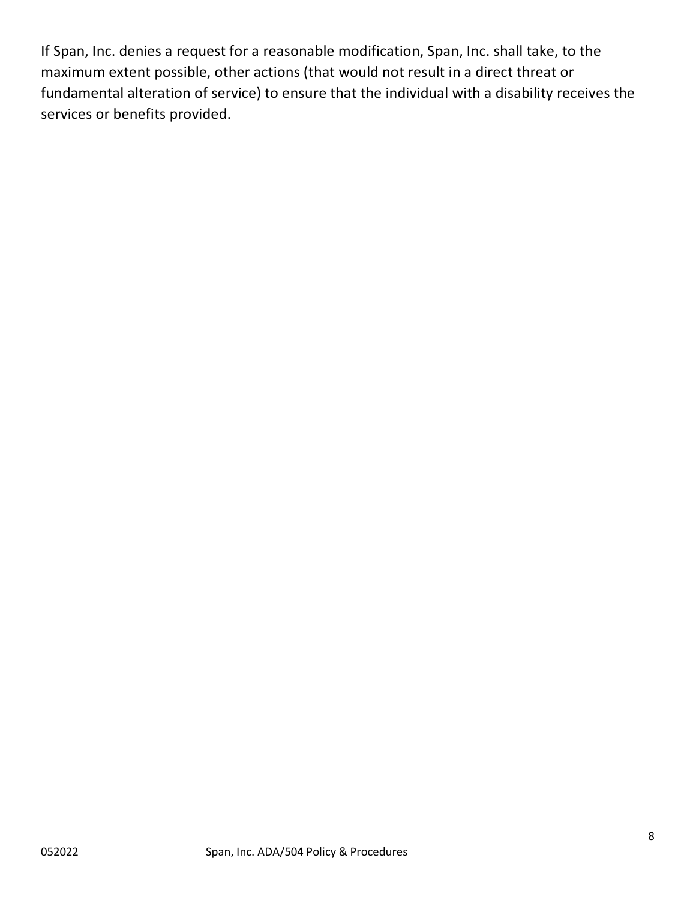If Span, Inc. denies a request for a reasonable modification, Span, Inc. shall take, to the maximum extent possible, other actions (that would not result in a direct threat or fundamental alteration of service) to ensure that the individual with a disability receives the services or benefits provided.